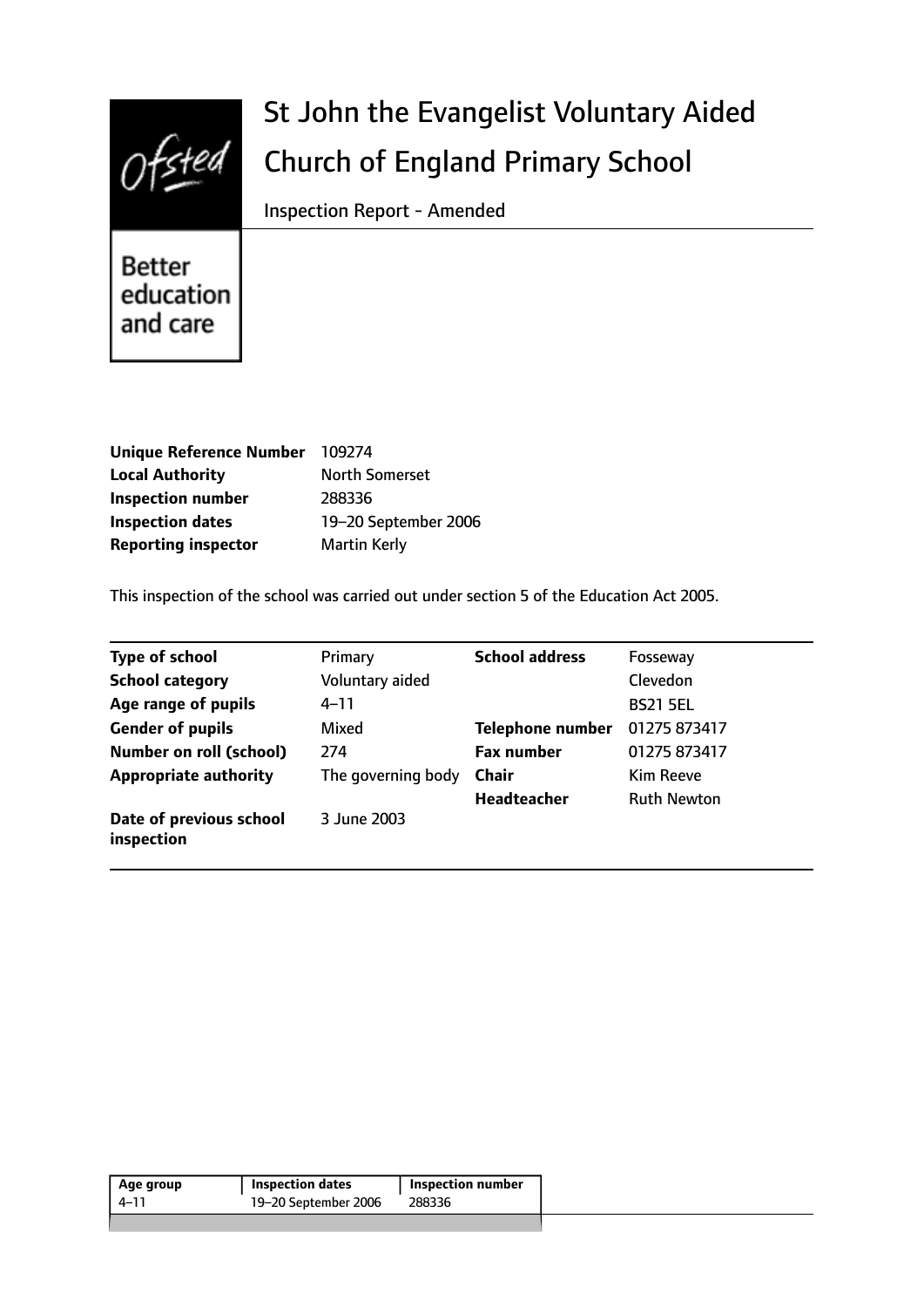# St John the Evangelist Voluntary Aided Church of England Primary School

Inspection Report - Amended

Better education and care

| | |
|---|---|
| **Unique Reference Number** | 109274 |
| **Local Authority** | North Somerset |
| **Inspection number** | 288336 |
| **Inspection dates** | 19–20 September 2006 |
| **Reporting inspector** | Martin Kerly |

This inspection of the school was carried out under section 5 of the Education Act 2005.

| | | | |
|---|---|---|---|
| **Type of school** | Primary | **School address** | Fosseway |
| **School category** | Voluntary aided | | Clevedon |
| **Age range of pupils** | 4–11 | | BS21 5EL |
| **Gender of pupils** | Mixed | **Telephone number** | 01275 873417 |
| **Number on roll (school)** | 274 | **Fax number** | 01275 873417 |
| **Appropriate authority** | The governing body | **Chair** | Kim Reeve |
| | | **Headteacher** | Ruth Newton |
| **Date of previous school inspection** | 3 June 2003 | | |

| Age group | Inspection dates | Inspection number |
|---|---|---|
| 4–11 | 19–20 September 2006 | 288336 |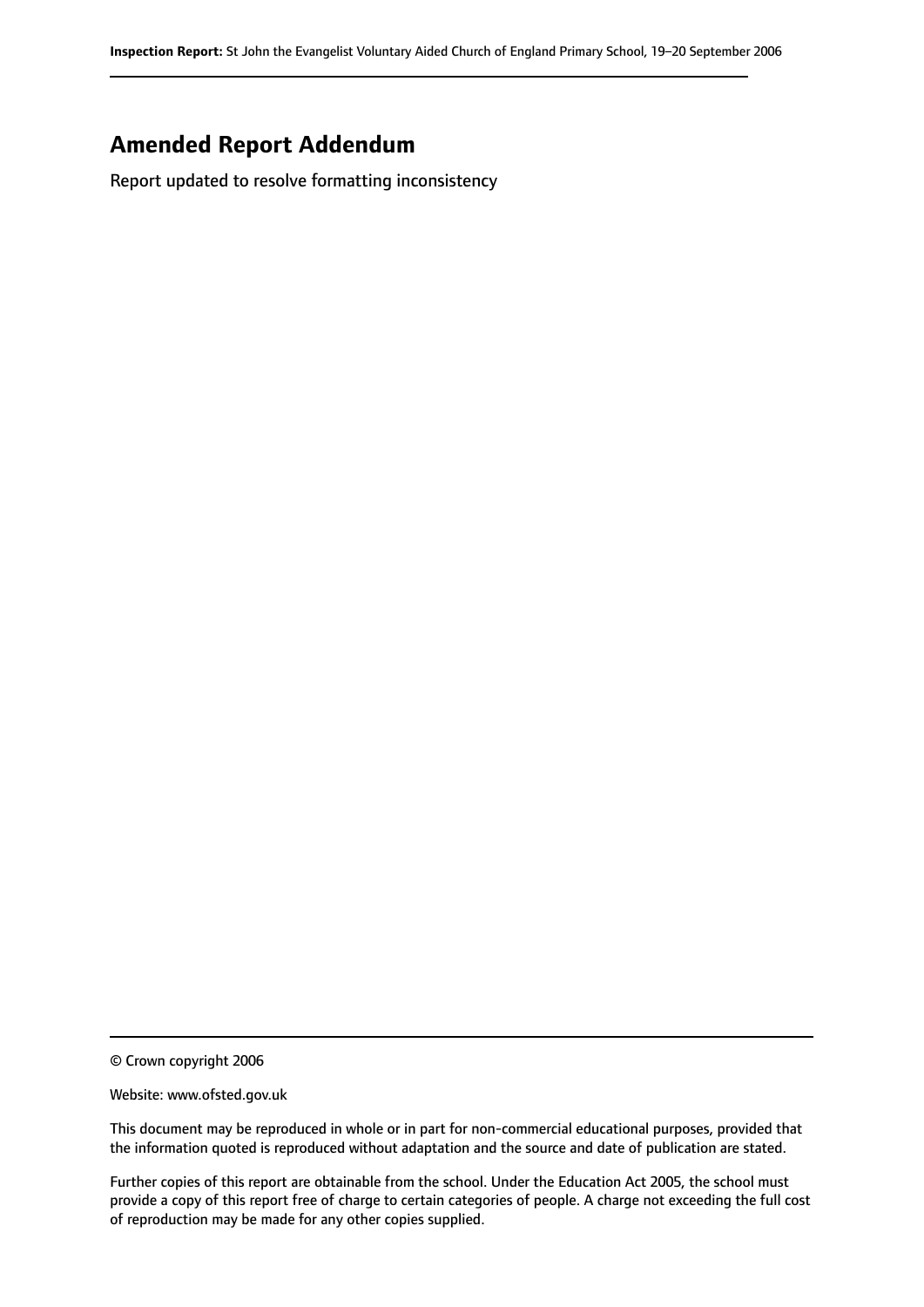## Amended Report Addendum

Report updated to resolve formatting inconsistency

© Crown copyright 2006

Website: www.ofsted.gov.uk

This document may be reproduced in whole or in part for non-commercial educational purposes, provided that the information quoted is reproduced without adaptation and the source and date of publication are stated.

Further copies of this report are obtainable from the school. Under the Education Act 2005, the school must provide a copy of this report free of charge to certain categories of people. A charge not exceeding the full cost of reproduction may be made for any other copies supplied.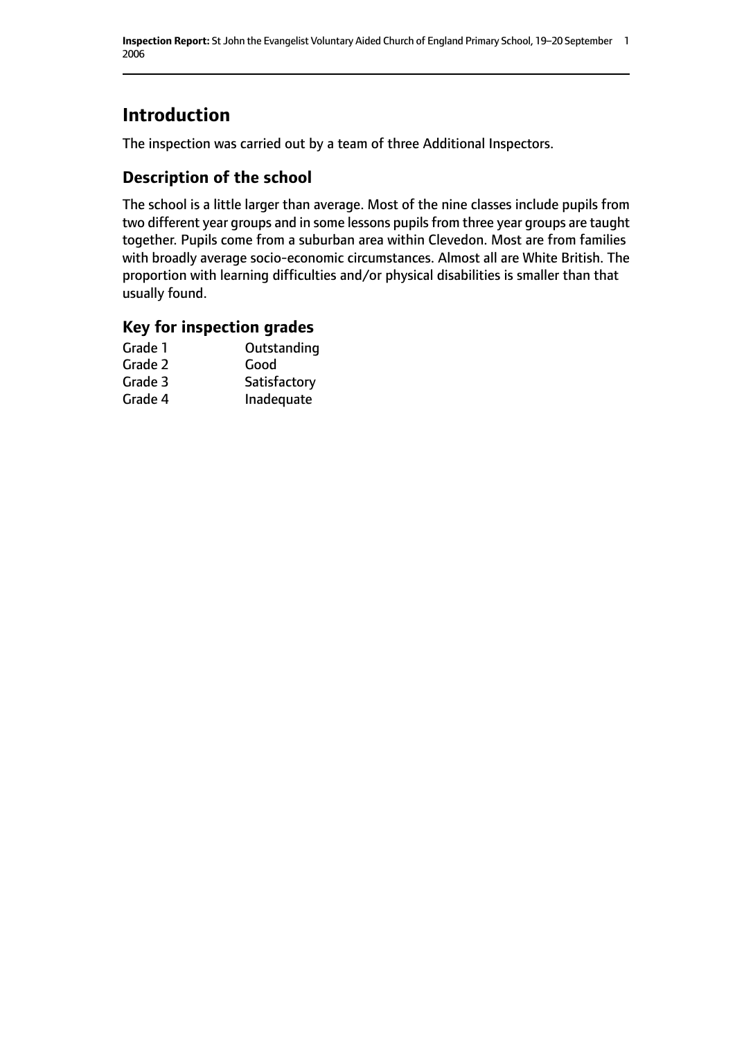# Introduction

The inspection was carried out by a team of three Additional Inspectors.

## Description of the school

The school is a little larger than average. Most of the nine classes include pupils from two different year groups and in some lessons pupils from three year groups are taught together. Pupils come from a suburban area within Clevedon. Most are from families with broadly average socio-economic circumstances. Almost all are White British. The proportion with learning difficulties and/or physical disabilities is smaller than that usually found.

## Key for inspection grades

| | |
|---|---|
| Grade 1 | Outstanding |
| Grade 2 | Good |
| Grade 3 | Satisfactory |
| Grade 4 | Inadequate |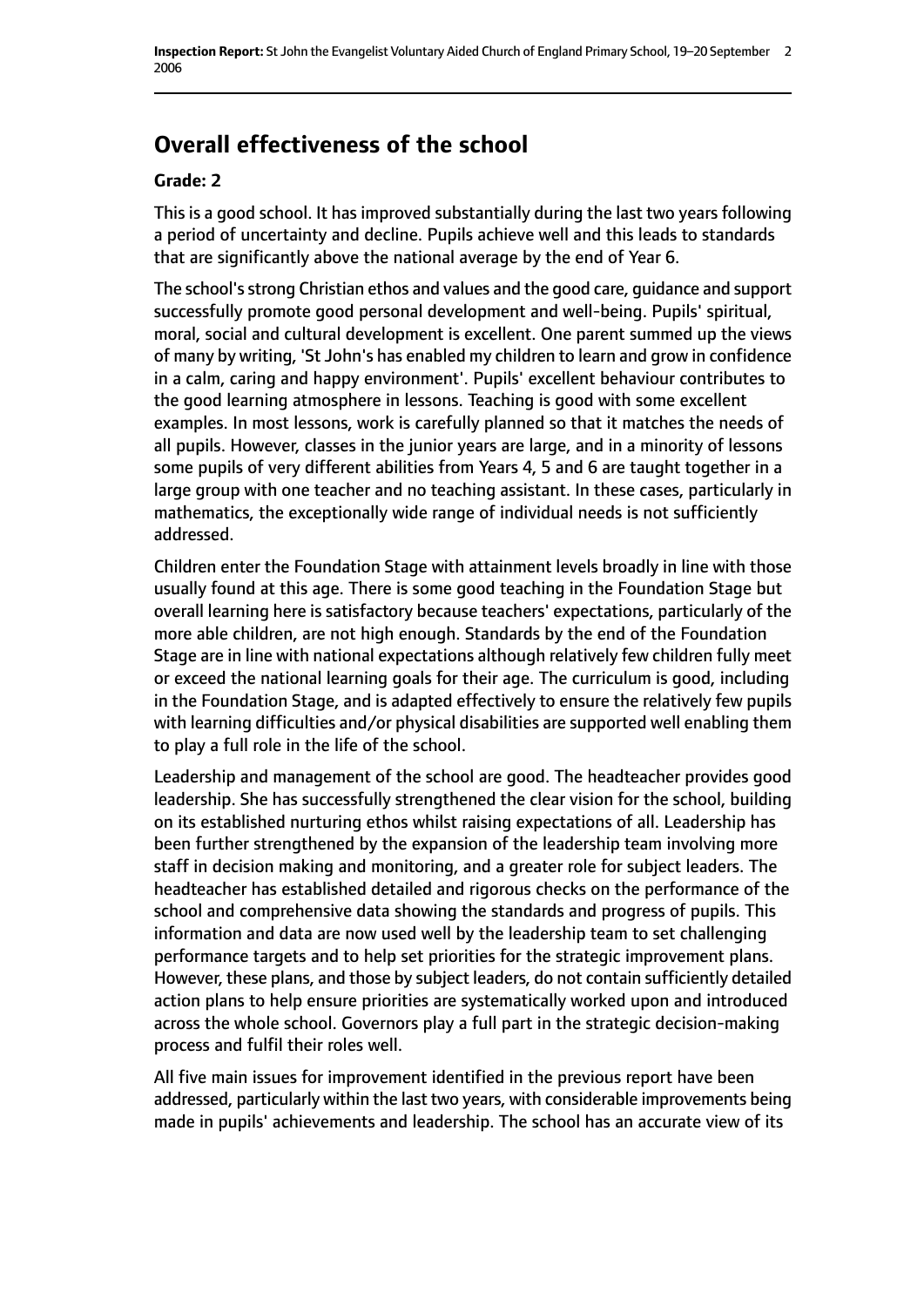## Overall effectiveness of the school

**Grade: 2**

This is a good school. It has improved substantially during the last two years following a period of uncertainty and decline. Pupils achieve well and this leads to standards that are significantly above the national average by the end of Year 6.

The school's strong Christian ethos and values and the good care, guidance and support successfully promote good personal development and well-being. Pupils' spiritual, moral, social and cultural development is excellent. One parent summed up the views of many by writing, 'St John's has enabled my children to learn and grow in confidence in a calm, caring and happy environment'. Pupils' excellent behaviour contributes to the good learning atmosphere in lessons. Teaching is good with some excellent examples. In most lessons, work is carefully planned so that it matches the needs of all pupils. However, classes in the junior years are large, and in a minority of lessons some pupils of very different abilities from Years 4, 5 and 6 are taught together in a large group with one teacher and no teaching assistant. In these cases, particularly in mathematics, the exceptionally wide range of individual needs is not sufficiently addressed.

Children enter the Foundation Stage with attainment levels broadly in line with those usually found at this age. There is some good teaching in the Foundation Stage but overall learning here is satisfactory because teachers' expectations, particularly of the more able children, are not high enough. Standards by the end of the Foundation Stage are in line with national expectations although relatively few children fully meet or exceed the national learning goals for their age. The curriculum is good, including in the Foundation Stage, and is adapted effectively to ensure the relatively few pupils with learning difficulties and/or physical disabilities are supported well enabling them to play a full role in the life of the school.

Leadership and management of the school are good. The headteacher provides good leadership. She has successfully strengthened the clear vision for the school, building on its established nurturing ethos whilst raising expectations of all. Leadership has been further strengthened by the expansion of the leadership team involving more staff in decision making and monitoring, and a greater role for subject leaders. The headteacher has established detailed and rigorous checks on the performance of the school and comprehensive data showing the standards and progress of pupils. This information and data are now used well by the leadership team to set challenging performance targets and to help set priorities for the strategic improvement plans. However, these plans, and those by subject leaders, do not contain sufficiently detailed action plans to help ensure priorities are systematically worked upon and introduced across the whole school. Governors play a full part in the strategic decision-making process and fulfil their roles well.

All five main issues for improvement identified in the previous report have been addressed, particularly within the last two years, with considerable improvements being made in pupils' achievements and leadership. The school has an accurate view of its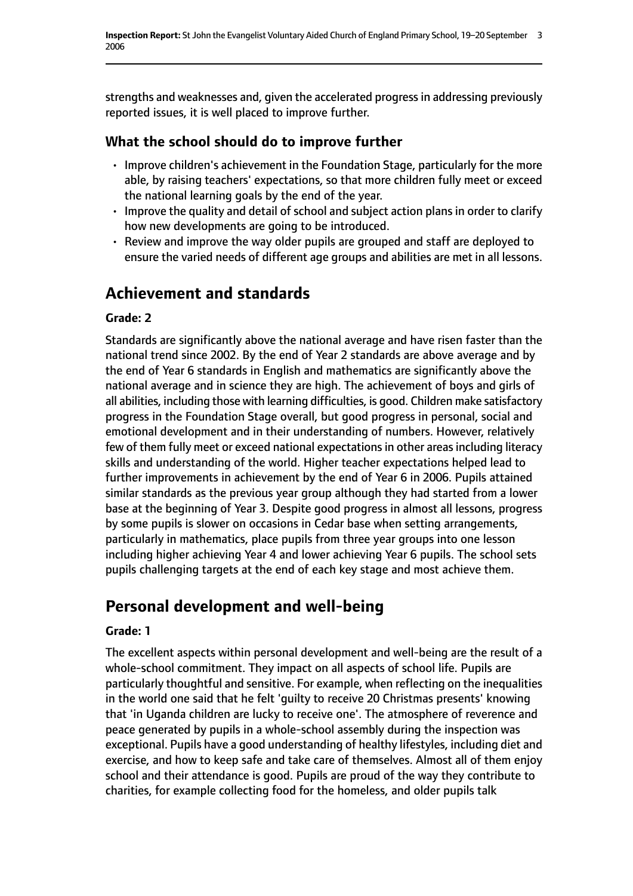strengths and weaknesses and, given the accelerated progress in addressing previously reported issues, it is well placed to improve further.

### What the school should do to improve further

- Improve children's achievement in the Foundation Stage, particularly for the more able, by raising teachers' expectations, so that more children fully meet or exceed the national learning goals by the end of the year.
- Improve the quality and detail of school and subject action plans in order to clarify how new developments are going to be introduced.
- Review and improve the way older pupils are grouped and staff are deployed to ensure the varied needs of different age groups and abilities are met in all lessons.

## Achievement and standards

#### Grade: 2

Standards are significantly above the national average and have risen faster than the national trend since 2002. By the end of Year 2 standards are above average and by the end of Year 6 standards in English and mathematics are significantly above the national average and in science they are high. The achievement of boys and girls of all abilities, including those with learning difficulties, is good. Children make satisfactory progress in the Foundation Stage overall, but good progress in personal, social and emotional development and in their understanding of numbers. However, relatively few of them fully meet or exceed national expectations in other areas including literacy skills and understanding of the world. Higher teacher expectations helped lead to further improvements in achievement by the end of Year 6 in 2006. Pupils attained similar standards as the previous year group although they had started from a lower base at the beginning of Year 3. Despite good progress in almost all lessons, progress by some pupils is slower on occasions in Cedar base when setting arrangements, particularly in mathematics, place pupils from three year groups into one lesson including higher achieving Year 4 and lower achieving Year 6 pupils. The school sets pupils challenging targets at the end of each key stage and most achieve them.

## Personal development and well-being

#### Grade: 1

The excellent aspects within personal development and well-being are the result of a whole-school commitment. They impact on all aspects of school life. Pupils are particularly thoughtful and sensitive. For example, when reflecting on the inequalities in the world one said that he felt 'guilty to receive 20 Christmas presents' knowing that 'in Uganda children are lucky to receive one'. The atmosphere of reverence and peace generated by pupils in a whole-school assembly during the inspection was exceptional. Pupils have a good understanding of healthy lifestyles, including diet and exercise, and how to keep safe and take care of themselves. Almost all of them enjoy school and their attendance is good. Pupils are proud of the way they contribute to charities, for example collecting food for the homeless, and older pupils talk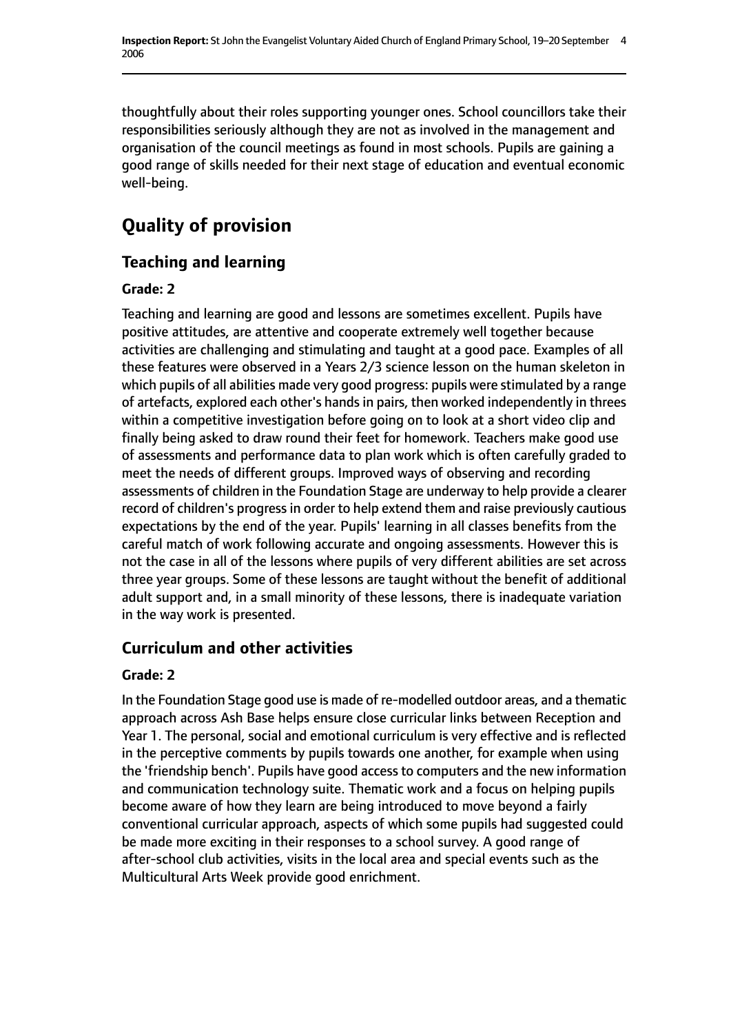thoughtfully about their roles supporting younger ones. School councillors take their responsibilities seriously although they are not as involved in the management and organisation of the council meetings as found in most schools. Pupils are gaining a good range of skills needed for their next stage of education and eventual economic well-being.

# Quality of provision

## Teaching and learning

### Grade: 2

Teaching and learning are good and lessons are sometimes excellent. Pupils have positive attitudes, are attentive and cooperate extremely well together because activities are challenging and stimulating and taught at a good pace. Examples of all these features were observed in a Years 2/3 science lesson on the human skeleton in which pupils of all abilities made very good progress: pupils were stimulated by a range of artefacts, explored each other's hands in pairs, then worked independently in threes within a competitive investigation before going on to look at a short video clip and finally being asked to draw round their feet for homework. Teachers make good use of assessments and performance data to plan work which is often carefully graded to meet the needs of different groups. Improved ways of observing and recording assessments of children in the Foundation Stage are underway to help provide a clearer record of children's progress in order to help extend them and raise previously cautious expectations by the end of the year. Pupils' learning in all classes benefits from the careful match of work following accurate and ongoing assessments. However this is not the case in all of the lessons where pupils of very different abilities are set across three year groups. Some of these lessons are taught without the benefit of additional adult support and, in a small minority of these lessons, there is inadequate variation in the way work is presented.

## Curriculum and other activities

### Grade: 2

In the Foundation Stage good use is made of re-modelled outdoor areas, and a thematic approach across Ash Base helps ensure close curricular links between Reception and Year 1. The personal, social and emotional curriculum is very effective and is reflected in the perceptive comments by pupils towards one another, for example when using the 'friendship bench'. Pupils have good access to computers and the new information and communication technology suite. Thematic work and a focus on helping pupils become aware of how they learn are being introduced to move beyond a fairly conventional curricular approach, aspects of which some pupils had suggested could be made more exciting in their responses to a school survey. A good range of after-school club activities, visits in the local area and special events such as the Multicultural Arts Week provide good enrichment.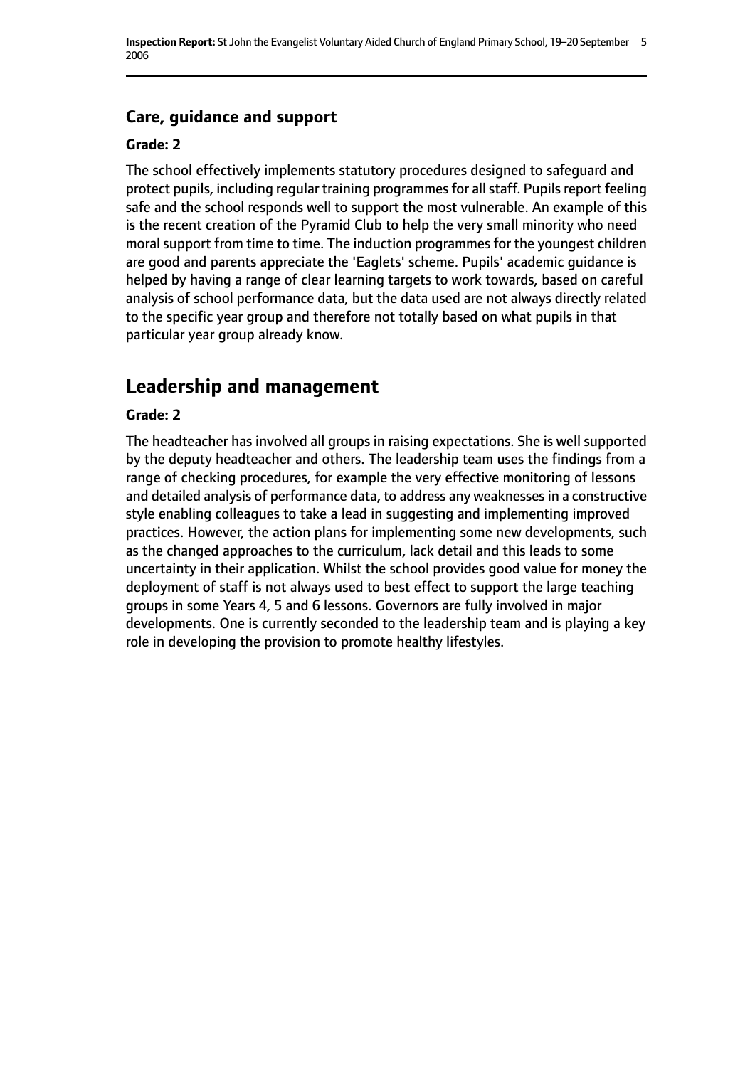### Care, guidance and support

#### Grade: 2

The school effectively implements statutory procedures designed to safeguard and protect pupils, including regular training programmes for all staff. Pupils report feeling safe and the school responds well to support the most vulnerable. An example of this is the recent creation of the Pyramid Club to help the very small minority who need moral support from time to time. The induction programmes for the youngest children are good and parents appreciate the 'Eaglets' scheme. Pupils' academic guidance is helped by having a range of clear learning targets to work towards, based on careful analysis of school performance data, but the data used are not always directly related to the specific year group and therefore not totally based on what pupils in that particular year group already know.

## Leadership and management

#### Grade: 2

The headteacher has involved all groups in raising expectations. She is well supported by the deputy headteacher and others. The leadership team uses the findings from a range of checking procedures, for example the very effective monitoring of lessons and detailed analysis of performance data, to address any weaknesses in a constructive style enabling colleagues to take a lead in suggesting and implementing improved practices. However, the action plans for implementing some new developments, such as the changed approaches to the curriculum, lack detail and this leads to some uncertainty in their application. Whilst the school provides good value for money the deployment of staff is not always used to best effect to support the large teaching groups in some Years 4, 5 and 6 lessons. Governors are fully involved in major developments. One is currently seconded to the leadership team and is playing a key role in developing the provision to promote healthy lifestyles.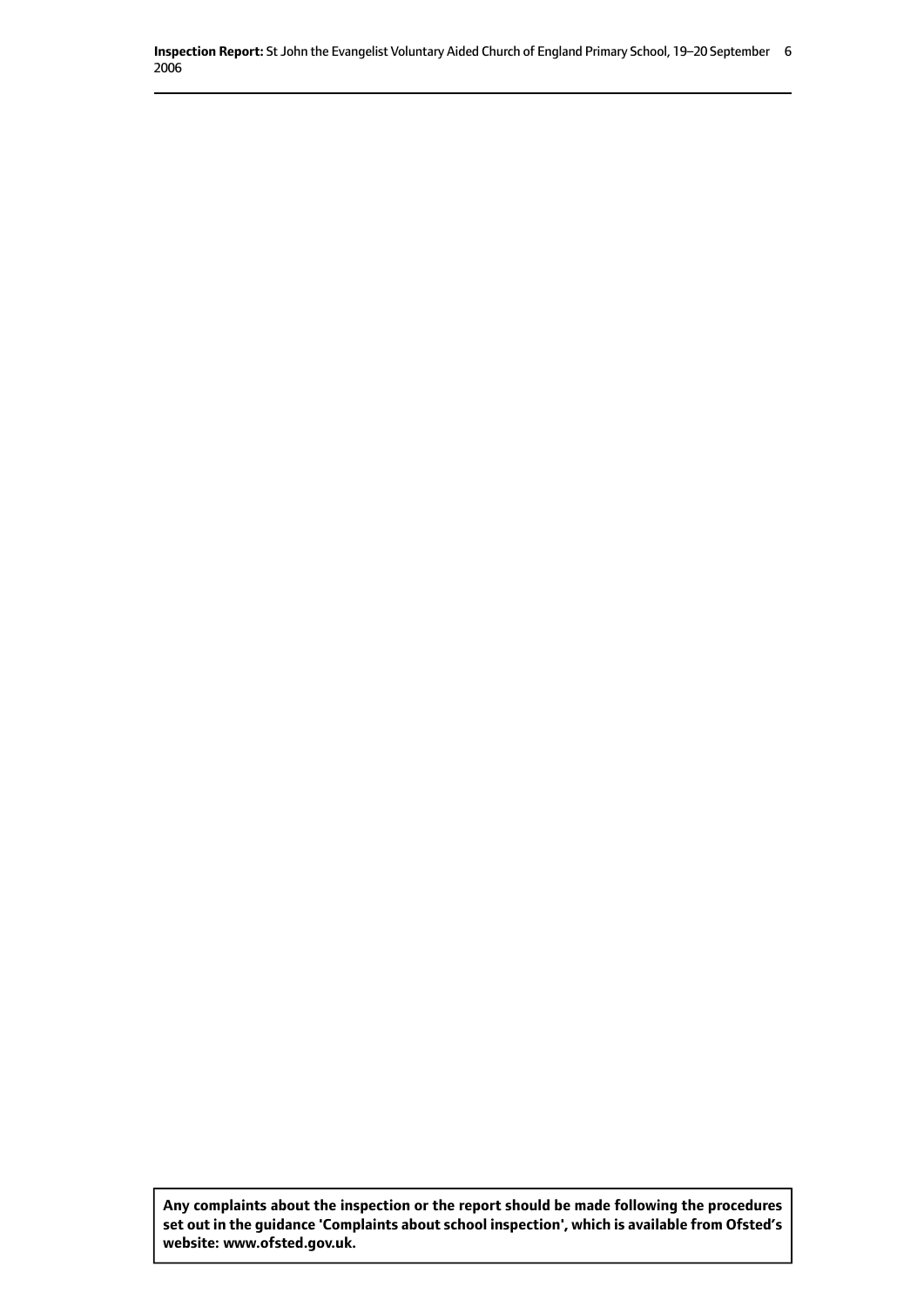**Any complaints about the inspection or the report should be made following the procedures set out in the guidance 'Complaints about school inspection', which is available from Ofsted's website: www.ofsted.gov.uk.**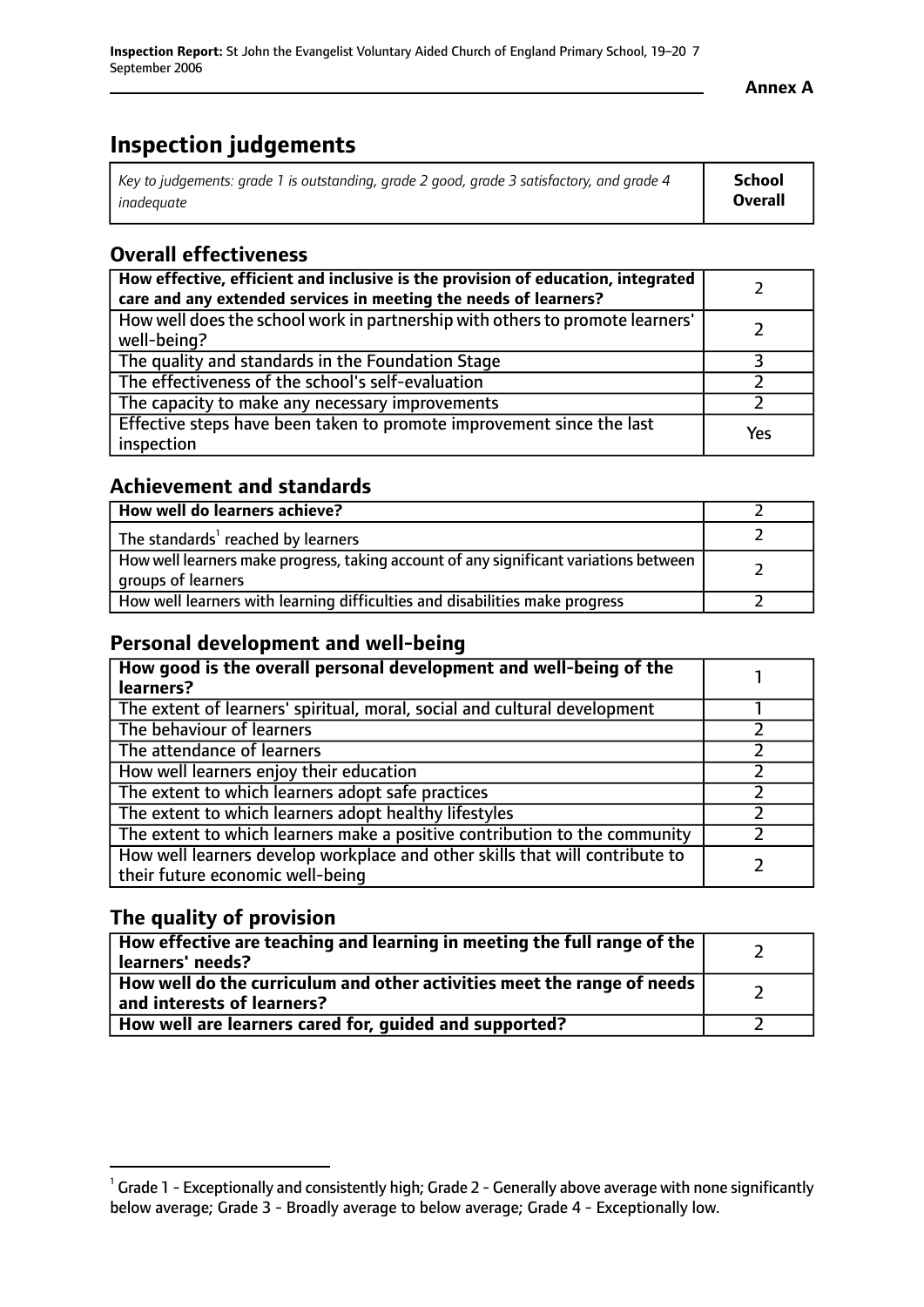# Inspection judgements

| *Key to judgements: grade 1 is outstanding, grade 2 good, grade 3 satisfactory, and grade 4 inadequate* | **School Overall** |
|---|---|

## Overall effectiveness

| | |
|---|---|
| **How effective, efficient and inclusive is the provision of education, integrated care and any extended services in meeting the needs of learners?** | 2 |
| How well does the school work in partnership with others to promote learners' well-being? | 2 |
| The quality and standards in the Foundation Stage | 3 |
| The effectiveness of the school's self-evaluation | 2 |
| The capacity to make any necessary improvements | 2 |
| Effective steps have been taken to promote improvement since the last inspection | Yes |

## Achievement and standards

| | |
|---|---|
| **How well do learners achieve?** | 2 |
| The standards[1] reached by learners | 2 |
| How well learners make progress, taking account of any significant variations between groups of learners | 2 |
| How well learners with learning difficulties and disabilities make progress | 2 |

## Personal development and well-being

| | |
|---|---|
| **How good is the overall personal development and well-being of the learners?** | 1 |
| The extent of learners' spiritual, moral, social and cultural development | 1 |
| The behaviour of learners | 2 |
| The attendance of learners | 2 |
| How well learners enjoy their education | 2 |
| The extent to which learners adopt safe practices | 2 |
| The extent to which learners adopt healthy lifestyles | 2 |
| The extent to which learners make a positive contribution to the community | 2 |
| How well learners develop workplace and other skills that will contribute to their future economic well-being | 2 |

## The quality of provision

| | |
|---|---|
| **How effective are teaching and learning in meeting the full range of the learners' needs?** | 2 |
| **How well do the curriculum and other activities meet the range of needs and interests of learners?** | 2 |
| **How well are learners cared for, guided and supported?** | 2 |

[1] Grade 1 - Exceptionally and consistently high; Grade 2 - Generally above average with none significantly below average; Grade 3 - Broadly average to below average; Grade 4 - Exceptionally low.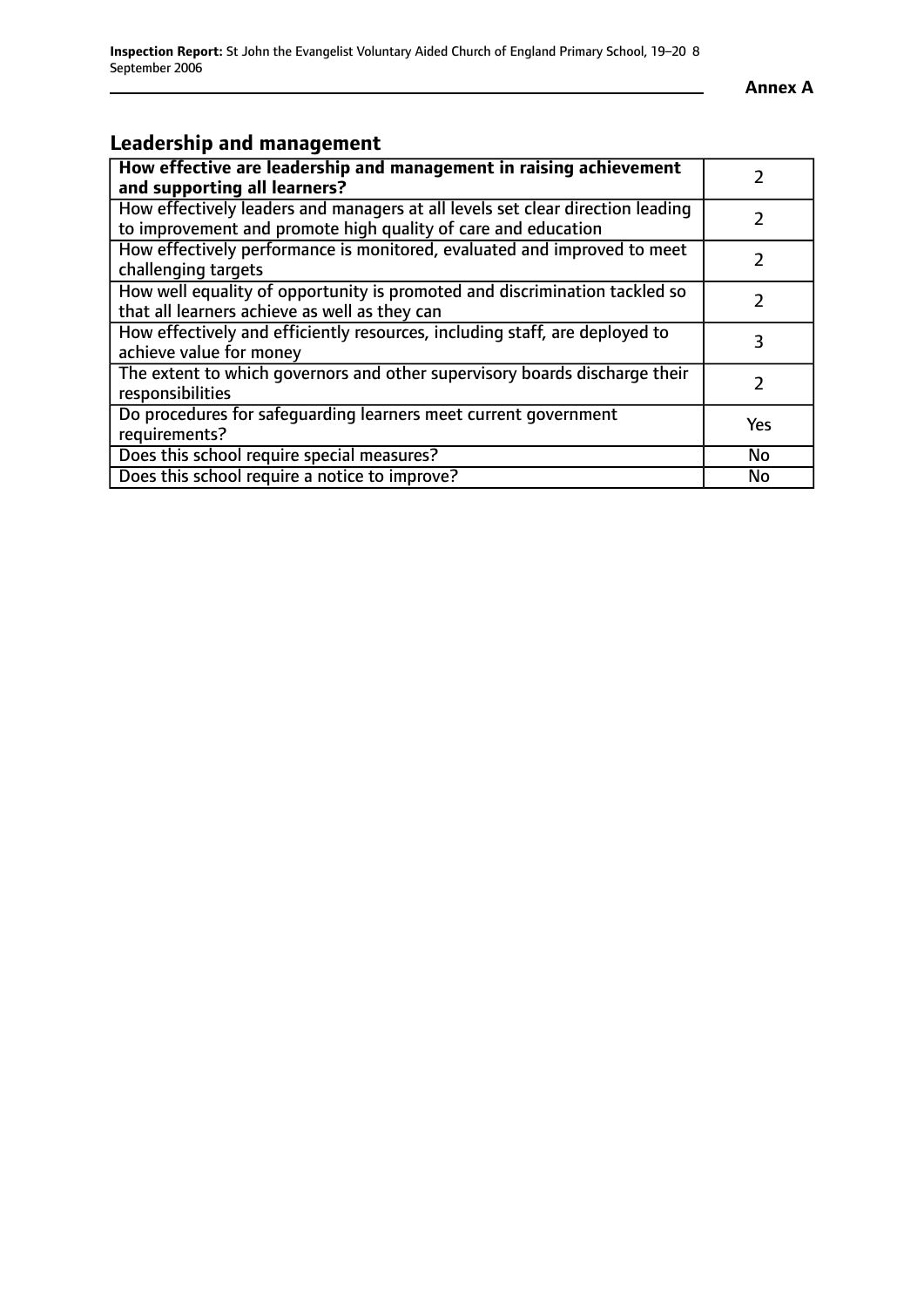## Leadership and management

| **How effective are leadership and management in raising achievement and supporting all learners?** | 2 |
|---|---|
| How effectively leaders and managers at all levels set clear direction leading to improvement and promote high quality of care and education | 2 |
| How effectively performance is monitored, evaluated and improved to meet challenging targets | 2 |
| How well equality of opportunity is promoted and discrimination tackled so that all learners achieve as well as they can | 2 |
| How effectively and efficiently resources, including staff, are deployed to achieve value for money | 3 |
| The extent to which governors and other supervisory boards discharge their responsibilities | 2 |
| Do procedures for safeguarding learners meet current government requirements? | Yes |
| Does this school require special measures? | No |
| Does this school require a notice to improve? | No |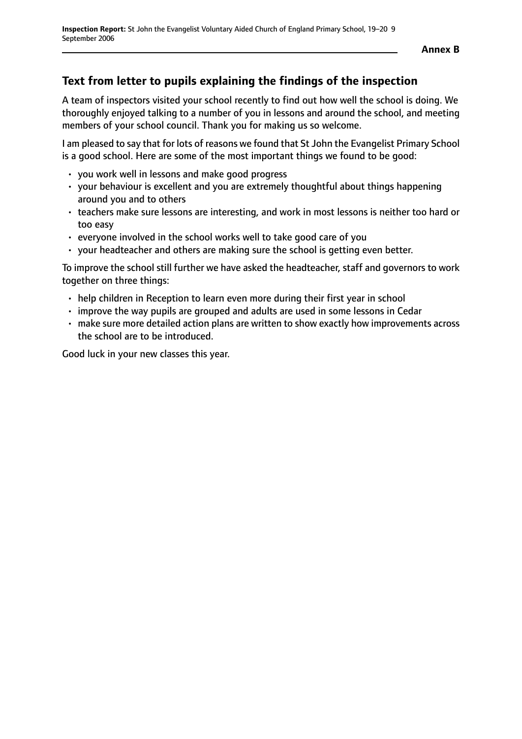## Text from letter to pupils explaining the findings of the inspection

A team of inspectors visited your school recently to find out how well the school is doing. We thoroughly enjoyed talking to a number of you in lessons and around the school, and meeting members of your school council. Thank you for making us so welcome.

I am pleased to say that for lots of reasons we found that St John the Evangelist Primary School is a good school. Here are some of the most important things we found to be good:

- you work well in lessons and make good progress
- your behaviour is excellent and you are extremely thoughtful about things happening around you and to others
- teachers make sure lessons are interesting, and work in most lessons is neither too hard or too easy
- everyone involved in the school works well to take good care of you
- your headteacher and others are making sure the school is getting even better.

To improve the school still further we have asked the headteacher, staff and governors to work together on three things:

- help children in Reception to learn even more during their first year in school
- improve the way pupils are grouped and adults are used in some lessons in Cedar
- make sure more detailed action plans are written to show exactly how improvements across the school are to be introduced.

Good luck in your new classes this year.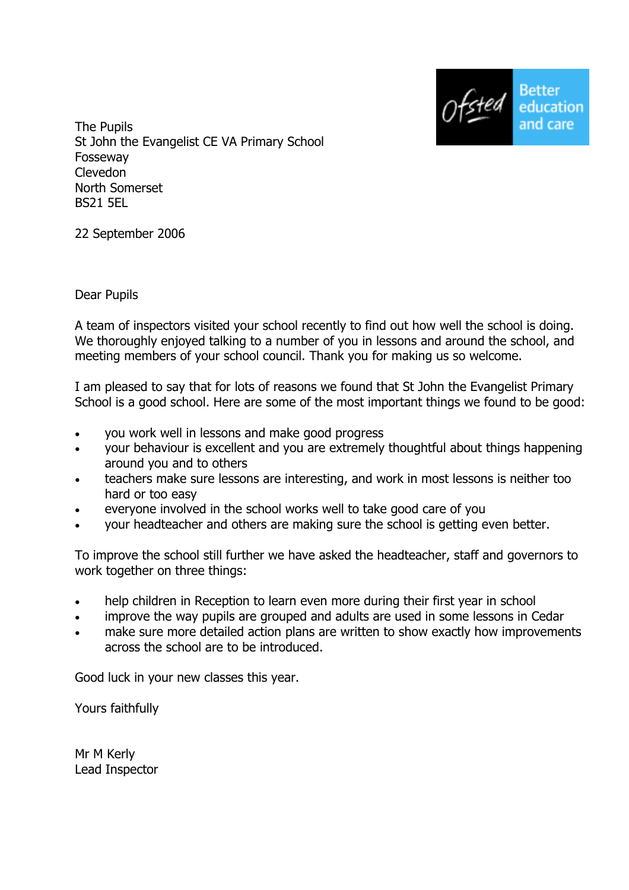The Pupils
St John the Evangelist CE VA Primary School
Fosseway
Clevedon
North Somerset
BS21 5EL

22 September 2006

Dear Pupils

A team of inspectors visited your school recently to find out how well the school is doing. We thoroughly enjoyed talking to a number of you in lessons and around the school, and meeting members of your school council. Thank you for making us so welcome.

I am pleased to say that for lots of reasons we found that St John the Evangelist Primary School is a good school. Here are some of the most important things we found to be good:

- you work well in lessons and make good progress
- your behaviour is excellent and you are extremely thoughtful about things happening around you and to others
- teachers make sure lessons are interesting, and work in most lessons is neither too hard or too easy
- everyone involved in the school works well to take good care of you
- your headteacher and others are making sure the school is getting even better.

To improve the school still further we have asked the headteacher, staff and governors to work together on three things:

- help children in Reception to learn even more during their first year in school
- improve the way pupils are grouped and adults are used in some lessons in Cedar
- make sure more detailed action plans are written to show exactly how improvements across the school are to be introduced.

Good luck in your new classes this year.

Yours faithfully

Mr M Kerly
Lead Inspector